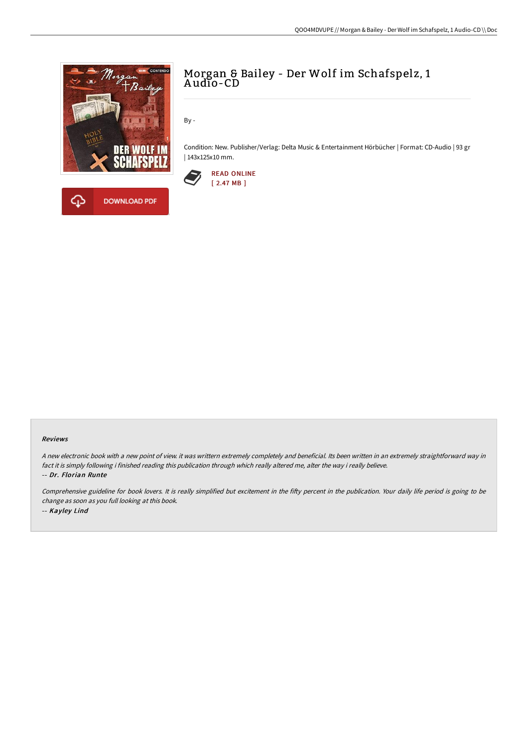# Morgan & Bailey - Der Wolf im Schafspelz, 1 Audio-CD

By -

Condition: New. Publisher/Verlag: Delta Music & Entertainment Hörbücher | Format: CD-Audio | 93 gr | 143x125x10 mm.

READ ONLINE
[ 2.47 MB ]

DOWNLOAD PDF

### Reviews

*A new electronic book with a new point of view. it was writtern extremely completely and beneficial. Its been written in an extremely straightforward way in fact it is simply following i finished reading this publication through which really altered me, alter the way i really believe.*

-- ***Dr. Florian Runte***

*Comprehensive guideline for book lovers. It is really simplified but excitement in the fifty percent in the publication. Your daily life period is going to be change as soon as you full looking at this book.*

-- ***Kayley Lind***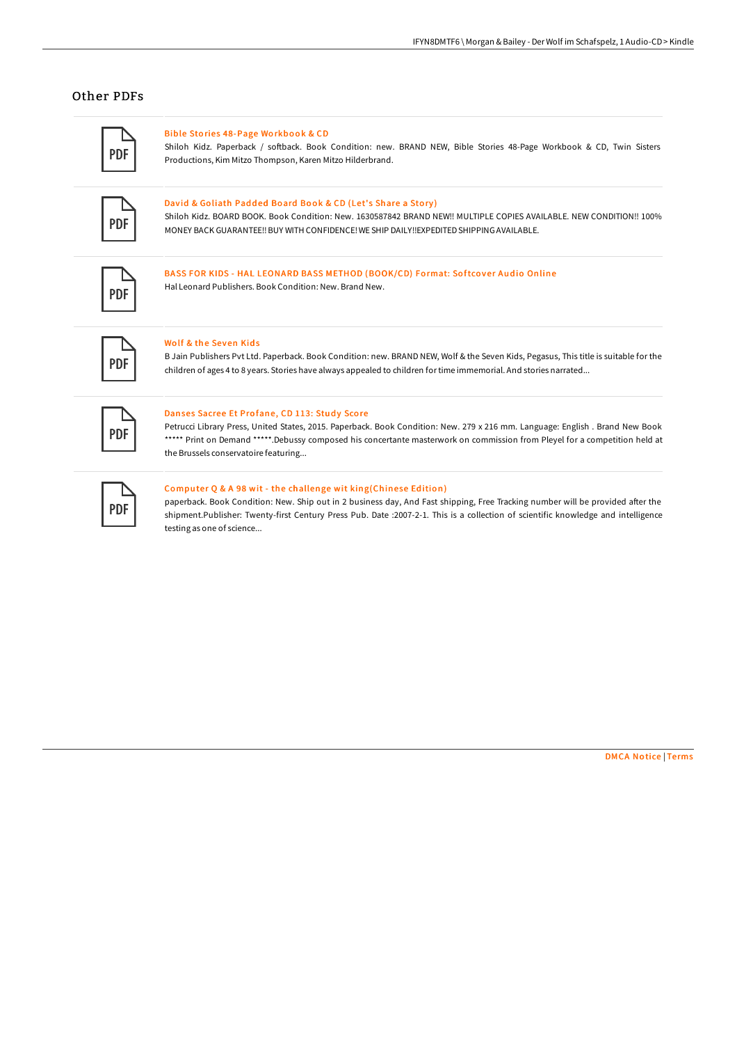## Other PDFs

### Bible Stories 48-Page Workbook & CD

Shiloh Kidz. Paperback / softback. Book Condition: new. BRAND NEW, Bible Stories 48-Page Workbook & CD, Twin Sisters Productions, Kim Mitzo Thompson, Karen Mitzo Hilderbrand.

### David & Goliath Padded Board Book & CD (Let's Share a Story)

Shiloh Kidz. BOARD BOOK. Book Condition: New. 1630587842 BRAND NEW!! MULTIPLE COPIES AVAILABLE. NEW CONDITION!! 100% MONEY BACK GUARANTEE!! BUY WITH CONFIDENCE! WE SHIP DAILY!!EXPEDITED SHIPPING AVAILABLE.

### BASS FOR KIDS - HAL LEONARD BASS METHOD (BOOK/CD) Format: Softcover Audio Online

Hal Leonard Publishers. Book Condition: New. Brand New.

### Wolf & the Seven Kids

B Jain Publishers Pvt Ltd. Paperback. Book Condition: new. BRAND NEW, Wolf & the Seven Kids, Pegasus, This title is suitable for the children of ages 4 to 8 years. Stories have always appealed to children for time immemorial. And stories narrated...

### Danses Sacree Et Profane, CD 113: Study Score

Petrucci Library Press, United States, 2015. Paperback. Book Condition: New. 279 x 216 mm. Language: English . Brand New Book ***** Print on Demand *****.Debussy composed his concertante masterwork on commission from Pleyel for a competition held at the Brussels conservatoire featuring...

### Computer Q & A 98 wit - the challenge wit king(Chinese Edition)

paperback. Book Condition: New. Ship out in 2 business day, And Fast shipping, Free Tracking number will be provided after the shipment.Publisher: Twenty-first Century Press Pub. Date :2007-2-1. This is a collection of scientific knowledge and intelligence testing as one of science...

DMCA Notice | Terms